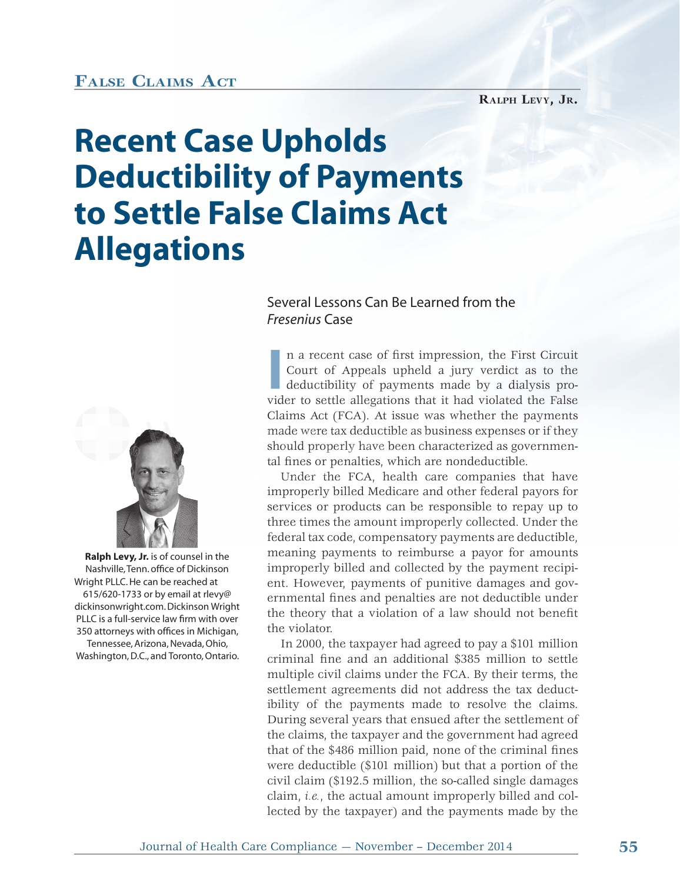False Claims Act

Ralph Levy, Jr.

# Recent Case Upholds Deductibility of Payments to Settle False Claims Act Allegations

## Several Lessons Can Be Learned from the *Fresenius* Case

**Ralph Levy, Jr.** is of counsel in the Nashville, Tenn. office of Dickinson Wright PLLC. He can be reached at 615/620-1733 or by email at rlevy@dickinsonwright.com. Dickinson Wright PLLC is a full-service law firm with over 350 attorneys with offices in Michigan, Tennessee, Arizona, Nevada, Ohio, Washington, D.C., and Toronto, Ontario.

In a recent case of first impression, the First Circuit Court of Appeals upheld a jury verdict as to the deductibility of payments made by a dialysis provider to settle allegations that it had violated the False Claims Act (FCA). At issue was whether the payments made were tax deductible as business expenses or if they should properly have been characterized as governmental fines or penalties, which are nondeductible.

Under the FCA, health care companies that have improperly billed Medicare and other federal payors for services or products can be responsible to repay up to three times the amount improperly collected. Under the federal tax code, compensatory payments are deductible, meaning payments to reimburse a payor for amounts improperly billed and collected by the payment recipient. However, payments of punitive damages and governmental fines and penalties are not deductible under the theory that a violation of a law should not benefit the violator.

In 2000, the taxpayer had agreed to pay a $101 million criminal fine and an additional $385 million to settle multiple civil claims under the FCA. By their terms, the settlement agreements did not address the tax deductibility of the payments made to resolve the claims. During several years that ensued after the settlement of the claims, the taxpayer and the government had agreed that of the $486 million paid, none of the criminal fines were deductible ($101 million) but that a portion of the civil claim ($192.5 million, the so-called single damages claim, *i.e.*, the actual amount improperly billed and collected by the taxpayer) and the payments made by the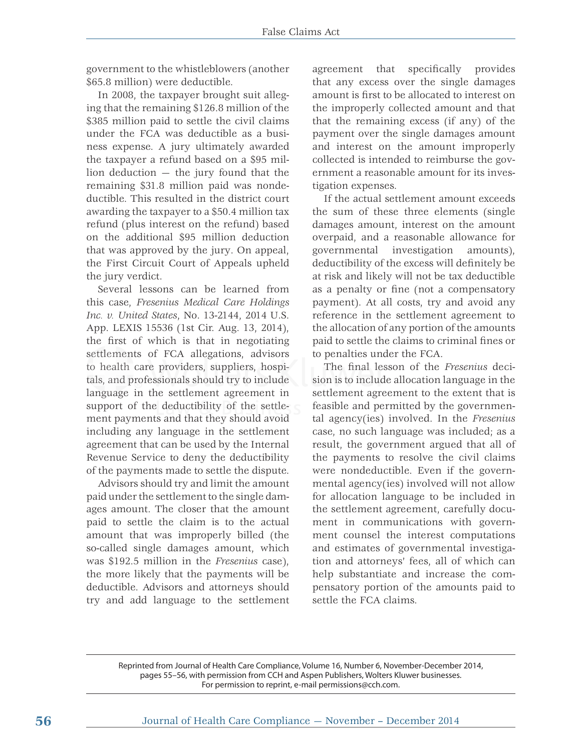government to the whistleblowers (another $65.8 million) were deductible.

In 2008, the taxpayer brought suit alleging that the remaining $126.8 million of the $385 million paid to settle the civil claims under the FCA was deductible as a business expense. A jury ultimately awarded the taxpayer a refund based on a $95 million deduction — the jury found that the remaining $31.8 million paid was nondeductible. This resulted in the district court awarding the taxpayer to a $50.4 million tax refund (plus interest on the refund) based on the additional $95 million deduction that was approved by the jury. On appeal, the First Circuit Court of Appeals upheld the jury verdict.

Several lessons can be learned from this case, *Fresenius Medical Care Holdings Inc. v. United States*, No. 13-2144, 2014 U.S. App. LEXIS 15536 (1st Cir. Aug. 13, 2014), the first of which is that in negotiating settlements of FCA allegations, advisors to health care providers, suppliers, hospitals, and professionals should try to include language in the settlement agreement in support of the deductibility of the settlement payments and that they should avoid including any language in the settlement agreement that can be used by the Internal Revenue Service to deny the deductibility of the payments made to settle the dispute.

Advisors should try and limit the amount paid under the settlement to the single damages amount. The closer that the amount paid to settle the claim is to the actual amount that was improperly billed (the so-called single damages amount, which was $192.5 million in the *Fresenius* case), the more likely that the payments will be deductible. Advisors and attorneys should try and add language to the settlement agreement that specifically provides that any excess over the single damages amount is first to be allocated to interest on the improperly collected amount and that that the remaining excess (if any) of the payment over the single damages amount and interest on the amount improperly collected is intended to reimburse the government a reasonable amount for its investigation expenses.

If the actual settlement amount exceeds the sum of these three elements (single damages amount, interest on the amount overpaid, and a reasonable allowance for governmental investigation amounts), deductibility of the excess will definitely be at risk and likely will not be tax deductible as a penalty or fine (not a compensatory payment). At all costs, try and avoid any reference in the settlement agreement to the allocation of any portion of the amounts paid to settle the claims to criminal fines or to penalties under the FCA.

The final lesson of the *Fresenius* decision is to include allocation language in the settlement agreement to the extent that is feasible and permitted by the governmental agency(ies) involved. In the *Fresenius* case, no such language was included; as a result, the government argued that all of the payments to resolve the civil claims were nondeductible. Even if the governmental agency(ies) involved will not allow for allocation language to be included in the settlement agreement, carefully document in communications with government counsel the interest computations and estimates of governmental investigation and attorneys' fees, all of which can help substantiate and increase the compensatory portion of the amounts paid to settle the FCA claims.

---

Reprinted from Journal of Health Care Compliance, Volume 16, Number 6, November-December 2014, pages 55–56, with permission from CCH and Aspen Publishers, Wolters Kluwer businesses. For permission to reprint, e-mail permissions@cch.com.